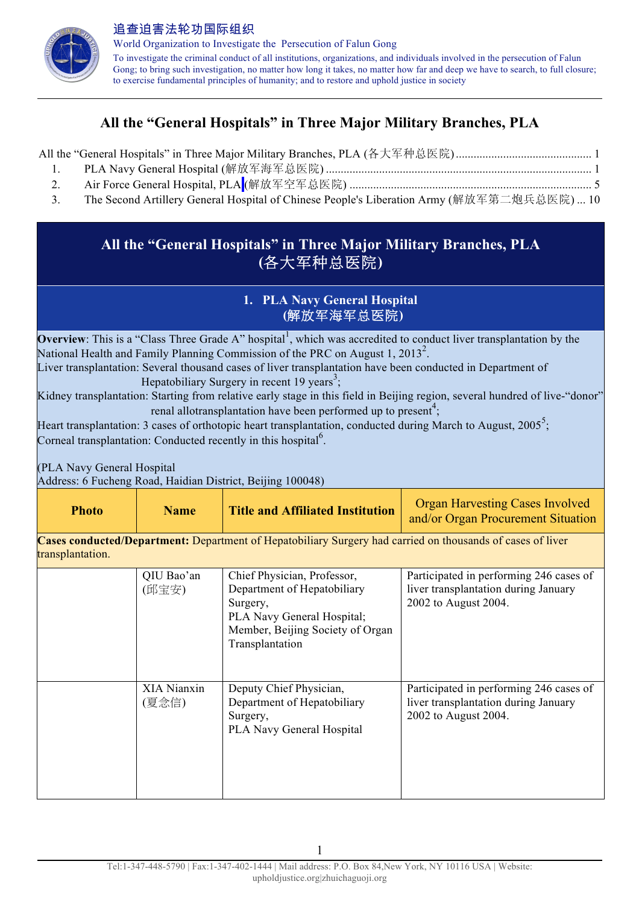追查迫害法轮功国际组织

World Organization to Investigate the Persecution of Falun Gong

To investigate the criminal conduct of all institutions, organizations, and individuals involved in the persecution of Falun Gong; to bring such investigation, no matter how long it takes, no matter how far and deep we have to search, to full closure; to exercise fundamental principles of humanity; and to restore and uphold justice in society

# All the “General Hospitals” in Three Major Military Branches, PLA

All the “General Hospitals” in Three Major Military Branches, PLA (各大军种总医院) .......... 1
1. PLA Navy General Hospital (解放军海军总医院) .......... 1
2. Air Force General Hospital, PLA (解放军空军总医院) .......... 5
3. The Second Artillery General Hospital of Chinese People's Liberation Army (解放军第二炮兵总医院) ... 10

## All the “General Hospitals” in Three Major Military Branches, PLA (各大军种总医院)

### 1. PLA Navy General Hospital (解放军海军总医院)

**Overview**: This is a “Class Three Grade A” hospital[1], which was accredited to conduct liver transplantation by the National Health and Family Planning Commission of the PRC on August 1, 2013[2].

Liver transplantation: Several thousand cases of liver transplantation have been conducted in Department of Hepatobiliary Surgery in recent 19 years[3];

Kidney transplantation: Starting from relative early stage in this field in Beijing region, several hundred of live-“donor” renal allotransplantation have been performed up to present[4];

Heart transplantation: 3 cases of orthotopic heart transplantation, conducted during March to August, 2005[5];

Corneal transplantation: Conducted recently in this hospital[6].

(PLA Navy General Hospital
Address: 6 Fucheng Road, Haidian District, Beijing 100048)

| Photo | Name | Title and Affiliated Institution | Organ Harvesting Cases Involved and/or Organ Procurement Situation |
|---|---|---|---|
| **Cases conducted/Department:** Department of Hepatobiliary Surgery had carried on thousands of cases of liver transplantation. | | | |
| | QIU Bao’an (邱宝安) | Chief Physician, Professor, Department of Hepatobiliary Surgery, PLA Navy General Hospital; Member, Beijing Society of Organ Transplantation | Participated in performing 246 cases of liver transplantation during January 2002 to August 2004. |
| | XIA Nianxin (夏念信) | Deputy Chief Physician, Department of Hepatobiliary Surgery, PLA Navy General Hospital | Participated in performing 246 cases of liver transplantation during January 2002 to August 2004. |

Tel:1-347-448-5790 | Fax:1-347-402-1444 | Mail address: P.O. Box 84,New York, NY 10116 USA | Website: upholdjustice.org|zhuichaguoji.org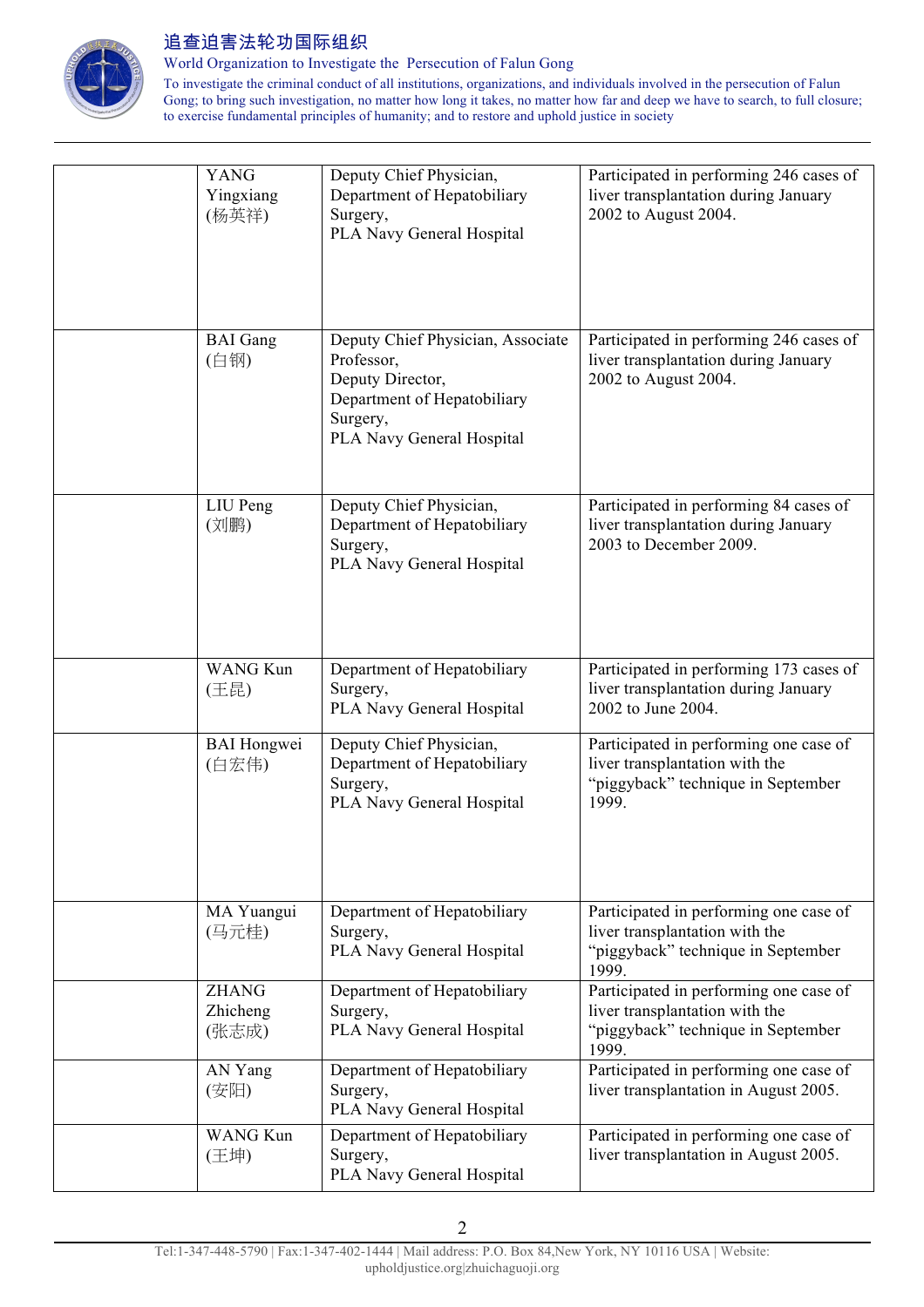|  |  |  |  |
|---|---|---|---|
|  | YANG Yingxiang (杨英祥) | Deputy Chief Physician, Department of Hepatobiliary Surgery, PLA Navy General Hospital | Participated in performing 246 cases of liver transplantation during January 2002 to August 2004. |
|  | BAI Gang (白钢) | Deputy Chief Physician, Associate Professor, Deputy Director, Department of Hepatobiliary Surgery, PLA Navy General Hospital | Participated in performing 246 cases of liver transplantation during January 2002 to August 2004. |
|  | LIU Peng (刘鹏) | Deputy Chief Physician, Department of Hepatobiliary Surgery, PLA Navy General Hospital | Participated in performing 84 cases of liver transplantation during January 2003 to December 2009. |
|  | WANG Kun (王昆) | Department of Hepatobiliary Surgery, PLA Navy General Hospital | Participated in performing 173 cases of liver transplantation during January 2002 to June 2004. |
|  | BAI Hongwei (白宏伟) | Deputy Chief Physician, Department of Hepatobiliary Surgery, PLA Navy General Hospital | Participated in performing one case of liver transplantation with the "piggyback" technique in September 1999. |
|  | MA Yuangui (马元桂) | Department of Hepatobiliary Surgery, PLA Navy General Hospital | Participated in performing one case of liver transplantation with the "piggyback" technique in September 1999. |
|  | ZHANG Zhicheng (张志成) | Department of Hepatobiliary Surgery, PLA Navy General Hospital | Participated in performing one case of liver transplantation with the "piggyback" technique in September 1999. |
|  | AN Yang (安阳) | Department of Hepatobiliary Surgery, PLA Navy General Hospital | Participated in performing one case of liver transplantation in August 2005. |
|  | WANG Kun (王坤) | Department of Hepatobiliary Surgery, PLA Navy General Hospital | Participated in performing one case of liver transplantation in August 2005. |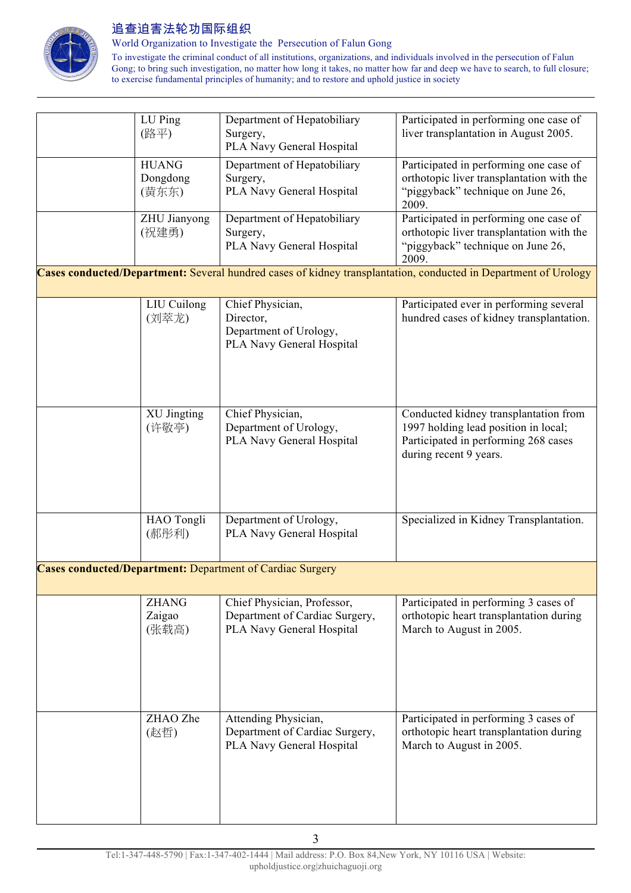| | | | |
|---|---|---|---|
| | LU Ping (路平) | Department of Hepatobiliary Surgery, PLA Navy General Hospital | Participated in performing one case of liver transplantation in August 2005. |
| | HUANG Dongdong (黄东东) | Department of Hepatobiliary Surgery, PLA Navy General Hospital | Participated in performing one case of orthotopic liver transplantation with the "piggyback" technique on June 26, 2009. |
| | ZHU Jianyong (祝建勇) | Department of Hepatobiliary Surgery, PLA Navy General Hospital | Participated in performing one case of orthotopic liver transplantation with the "piggyback" technique on June 26, 2009. |
| **Cases conducted/Department:** Several hundred cases of kidney transplantation, conducted in Department of Urology | | | |
| | LIU Cuilong (刘萃龙) | Chief Physician, Director, Department of Urology, PLA Navy General Hospital | Participated ever in performing several hundred cases of kidney transplantation. |
| | XU Jingting (许敬亭) | Chief Physician, Department of Urology, PLA Navy General Hospital | Conducted kidney transplantation from 1997 holding lead position in local; Participated in performing 268 cases during recent 9 years. |
| | HAO Tongli (郝彤利) | Department of Urology, PLA Navy General Hospital | Specialized in Kidney Transplantation. |
| **Cases conducted/Department:** Department of Cardiac Surgery | | | |
| | ZHANG Zaigao (张载高) | Chief Physician, Professor, Department of Cardiac Surgery, PLA Navy General Hospital | Participated in performing 3 cases of orthotopic heart transplantation during March to August in 2005. |
| | ZHAO Zhe (赵哲) | Attending Physician, Department of Cardiac Surgery, PLA Navy General Hospital | Participated in performing 3 cases of orthotopic heart transplantation during March to August in 2005. |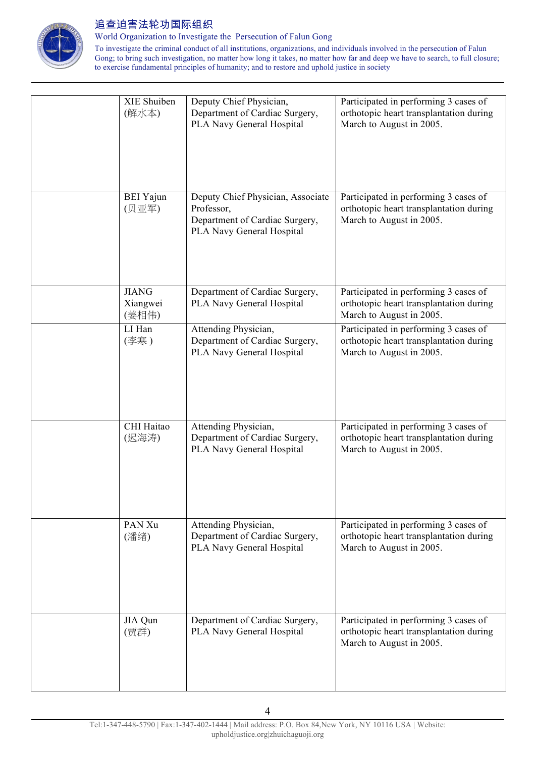| | | | |
|---|---|---|---|
| | XIE Shuiben (解水本) | Deputy Chief Physician, Department of Cardiac Surgery, PLA Navy General Hospital | Participated in performing 3 cases of orthotopic heart transplantation during March to August in 2005. |
| | BEI Yajun (贝亚军) | Deputy Chief Physician, Associate Professor, Department of Cardiac Surgery, PLA Navy General Hospital | Participated in performing 3 cases of orthotopic heart transplantation during March to August in 2005. |
| | JIANG Xiangwei (姜相伟) | Department of Cardiac Surgery, PLA Navy General Hospital | Participated in performing 3 cases of orthotopic heart transplantation during March to August in 2005. |
| | LI Han (李寒 ) | Attending Physician, Department of Cardiac Surgery, PLA Navy General Hospital | Participated in performing 3 cases of orthotopic heart transplantation during March to August in 2005. |
| | CHI Haitao (迟海涛) | Attending Physician, Department of Cardiac Surgery, PLA Navy General Hospital | Participated in performing 3 cases of orthotopic heart transplantation during March to August in 2005. |
| | PAN Xu (潘绪) | Attending Physician, Department of Cardiac Surgery, PLA Navy General Hospital | Participated in performing 3 cases of orthotopic heart transplantation during March to August in 2005. |
| | JIA Qun (贾群) | Department of Cardiac Surgery, PLA Navy General Hospital | Participated in performing 3 cases of orthotopic heart transplantation during March to August in 2005. |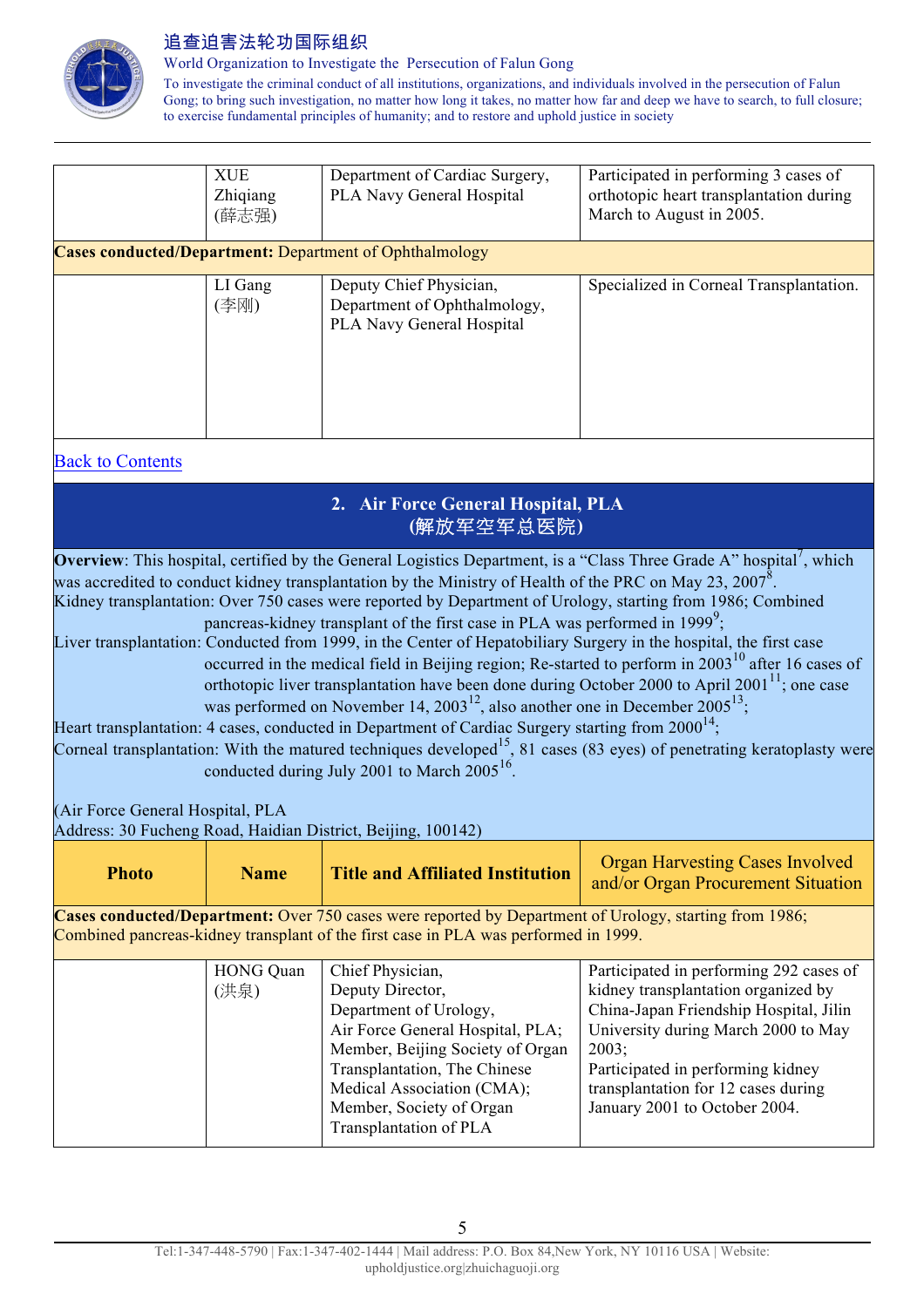| Photo | Name | Title and Affiliated Institution | Organ Harvesting Cases Involved and/or Organ Procurement Situation |
|---|---|---|---|
| | XUE Zhiqiang (薛志强) | Department of Cardiac Surgery, PLA Navy General Hospital | Participated in performing 3 cases of orthotopic heart transplantation during March to August in 2005. |
| **Cases conducted/Department:** Department of Ophthalmology | | | |
| | LI Gang (李刚) | Deputy Chief Physician, Department of Ophthalmology, PLA Navy General Hospital | Specialized in Corneal Transplantation. |

Back to Contents

## 2. Air Force General Hospital, PLA (解放军空军总医院)

**Overview**: This hospital, certified by the General Logistics Department, is a "Class Three Grade A" hospital[7], which was accredited to conduct kidney transplantation by the Ministry of Health of the PRC on May 23, 2007[8].

Kidney transplantation: Over 750 cases were reported by Department of Urology, starting from 1986; Combined pancreas-kidney transplant of the first case in PLA was performed in 1999[9];

Liver transplantation: Conducted from 1999, in the Center of Hepatobiliary Surgery in the hospital, the first case occurred in the medical field in Beijing region; Re-started to perform in 2003[10] after 16 cases of orthotopic liver transplantation have been done during October 2000 to April 2001[11]; one case was performed on November 14, 2003[12], also another one in December 2005[13];

Heart transplantation: 4 cases, conducted in Department of Cardiac Surgery starting from 2000[14];

Corneal transplantation: With the matured techniques developed[15], 81 cases (83 eyes) of penetrating keratoplasty were conducted during July 2001 to March 2005[16].

(Air Force General Hospital, PLA
Address: 30 Fucheng Road, Haidian District, Beijing, 100142)

| Photo | Name | Title and Affiliated Institution | Organ Harvesting Cases Involved and/or Organ Procurement Situation |
|---|---|---|---|
| **Cases conducted/Department:** Over 750 cases were reported by Department of Urology, starting from 1986; Combined pancreas-kidney transplant of the first case in PLA was performed in 1999. | | | |
| | HONG Quan (洪泉) | Chief Physician, Deputy Director, Department of Urology, Air Force General Hospital, PLA; Member, Beijing Society of Organ Transplantation, The Chinese Medical Association (CMA); Member, Society of Organ Transplantation of PLA | Participated in performing 292 cases of kidney transplantation organized by China-Japan Friendship Hospital, Jilin University during March 2000 to May 2003; Participated in performing kidney transplantation for 12 cases during January 2001 to October 2004. |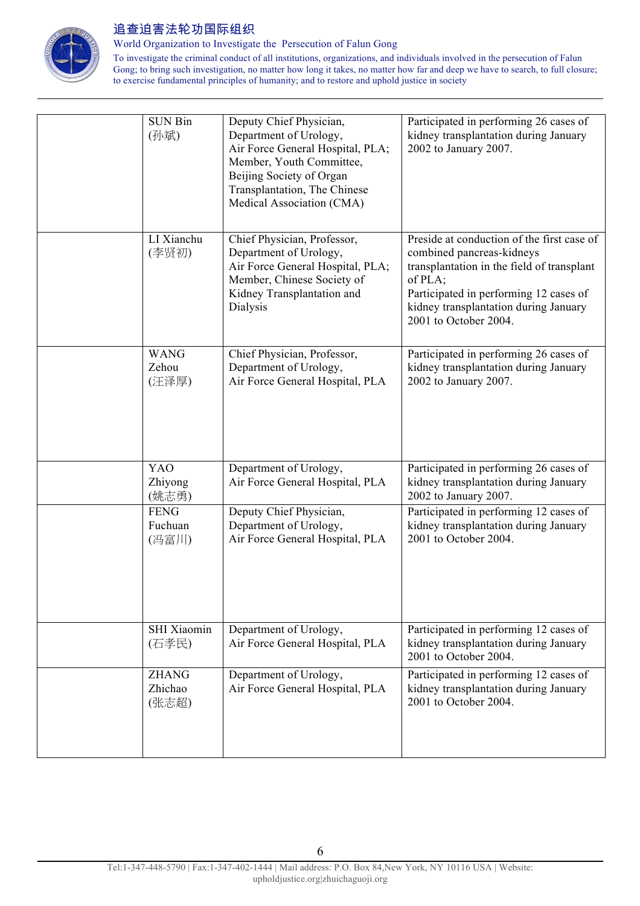|  | SUN Bin (孙斌) | Deputy Chief Physician, Department of Urology, Air Force General Hospital, PLA; Member, Youth Committee, Beijing Society of Organ Transplantation, The Chinese Medical Association (CMA) | Participated in performing 26 cases of kidney transplantation during January 2002 to January 2007. |
|---|---|---|---|
|  | LI Xianchu (李贤初) | Chief Physician, Professor, Department of Urology, Air Force General Hospital, PLA; Member, Chinese Society of Kidney Transplantation and Dialysis | Preside at conduction of the first case of combined pancreas-kidneys transplantation in the field of transplant of PLA; Participated in performing 12 cases of kidney transplantation during January 2001 to October 2004. |
|  | WANG Zehou (汪泽厚) | Chief Physician, Professor, Department of Urology, Air Force General Hospital, PLA | Participated in performing 26 cases of kidney transplantation during January 2002 to January 2007. |
|  | YAO Zhiyong (姚志勇) | Department of Urology, Air Force General Hospital, PLA | Participated in performing 26 cases of kidney transplantation during January 2002 to January 2007. |
|  | FENG Fuchuan (冯富川) | Deputy Chief Physician, Department of Urology, Air Force General Hospital, PLA | Participated in performing 12 cases of kidney transplantation during January 2001 to October 2004. |
|  | SHI Xiaomin (石孝民) | Department of Urology, Air Force General Hospital, PLA | Participated in performing 12 cases of kidney transplantation during January 2001 to October 2004. |
|  | ZHANG Zhichao (张志超) | Department of Urology, Air Force General Hospital, PLA | Participated in performing 12 cases of kidney transplantation during January 2001 to October 2004. |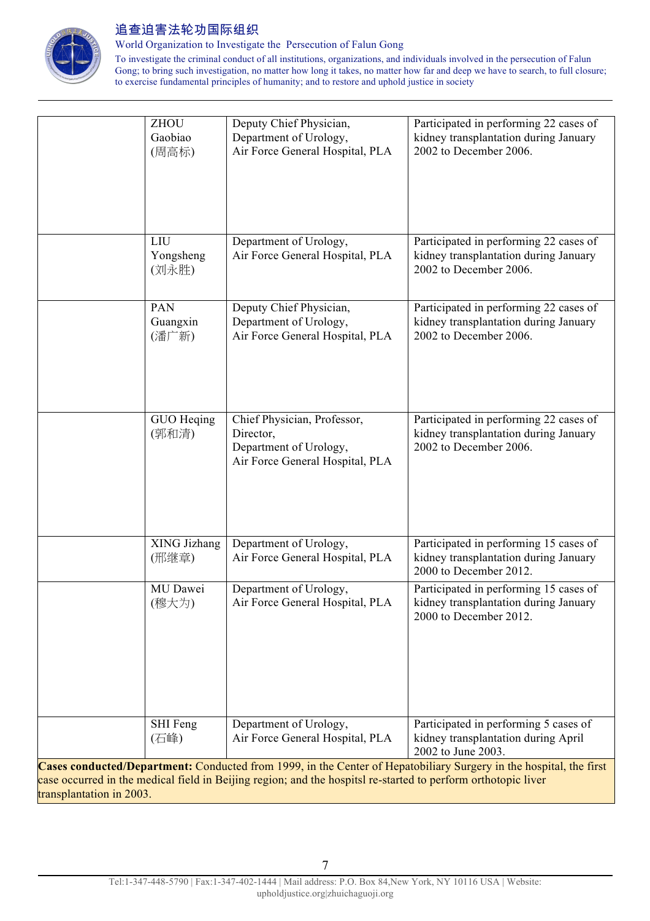| | | | |
|---|---|---|---|
| | ZHOU Gaobiao (周高标) | Deputy Chief Physician, Department of Urology, Air Force General Hospital, PLA | Participated in performing 22 cases of kidney transplantation during January 2002 to December 2006. |
| | LIU Yongsheng (刘永胜) | Department of Urology, Air Force General Hospital, PLA | Participated in performing 22 cases of kidney transplantation during January 2002 to December 2006. |
| | PAN Guangxin (潘广新) | Deputy Chief Physician, Department of Urology, Air Force General Hospital, PLA | Participated in performing 22 cases of kidney transplantation during January 2002 to December 2006. |
| | GUO Heqing (郭和清) | Chief Physician, Professor, Director, Department of Urology, Air Force General Hospital, PLA | Participated in performing 22 cases of kidney transplantation during January 2002 to December 2006. |
| | XING Jizhang (邢继章) | Department of Urology, Air Force General Hospital, PLA | Participated in performing 15 cases of kidney transplantation during January 2000 to December 2012. |
| | MU Dawei (穆大为) | Department of Urology, Air Force General Hospital, PLA | Participated in performing 15 cases of kidney transplantation during January 2000 to December 2012. |
| | SHI Feng (石峰) | Department of Urology, Air Force General Hospital, PLA | Participated in performing 5 cases of kidney transplantation during April 2002 to June 2003. |

**Cases conducted/Department:** Conducted from 1999, in the Center of Hepatobiliary Surgery in the hospital, the first case occurred in the medical field in Beijing region; and the hospitsl re-started to perform orthotopic liver transplantation in 2003.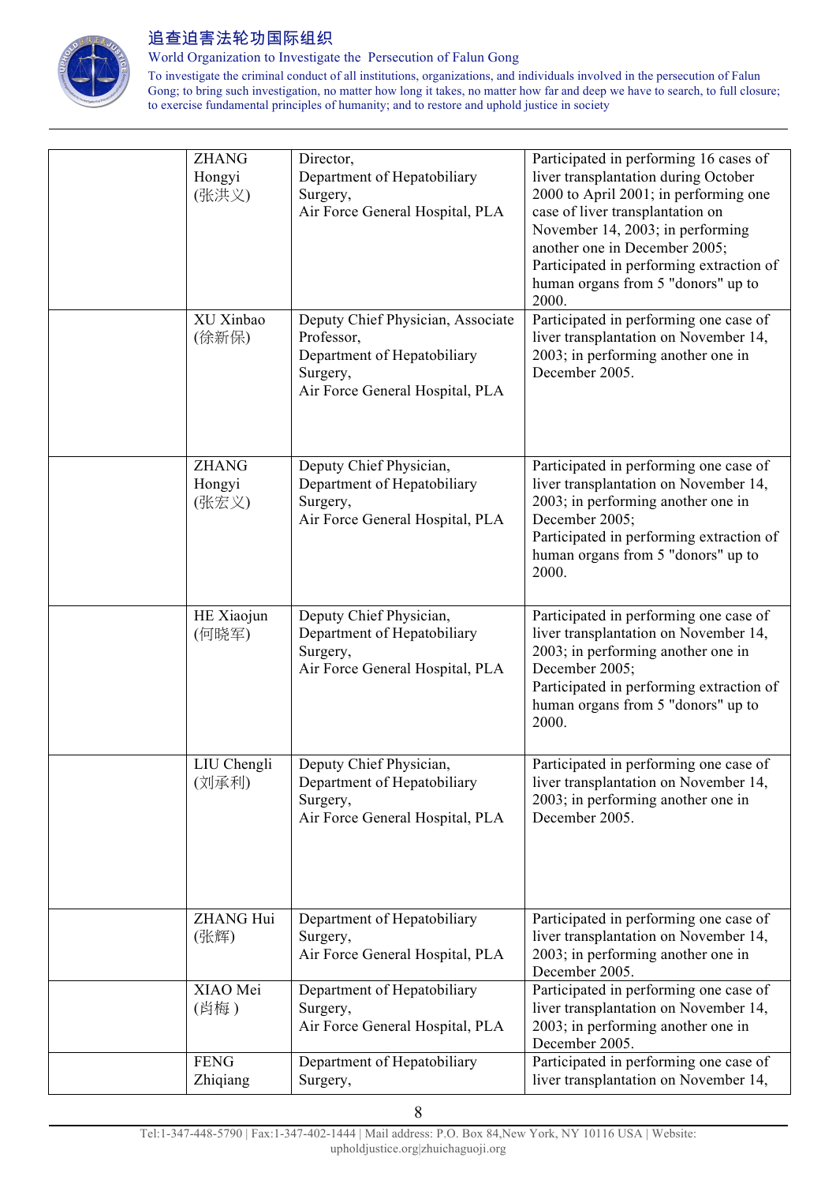| | | | |
|---|---|---|---|
| | ZHANG Hongyi (张洪义) | Director, Department of Hepatobiliary Surgery, Air Force General Hospital, PLA | Participated in performing 16 cases of liver transplantation during October 2000 to April 2001; in performing one case of liver transplantation on November 14, 2003; in performing another one in December 2005; Participated in performing extraction of human organs from 5 "donors" up to 2000. |
| | XU Xinbao (徐新保) | Deputy Chief Physician, Associate Professor, Department of Hepatobiliary Surgery, Air Force General Hospital, PLA | Participated in performing one case of liver transplantation on November 14, 2003; in performing another one in December 2005. |
| | ZHANG Hongyi (张宏义) | Deputy Chief Physician, Department of Hepatobiliary Surgery, Air Force General Hospital, PLA | Participated in performing one case of liver transplantation on November 14, 2003; in performing another one in December 2005; Participated in performing extraction of human organs from 5 "donors" up to 2000. |
| | HE Xiaojun (何晓军) | Deputy Chief Physician, Department of Hepatobiliary Surgery, Air Force General Hospital, PLA | Participated in performing one case of liver transplantation on November 14, 2003; in performing another one in December 2005; Participated in performing extraction of human organs from 5 "donors" up to 2000. |
| | LIU Chengli (刘承利) | Deputy Chief Physician, Department of Hepatobiliary Surgery, Air Force General Hospital, PLA | Participated in performing one case of liver transplantation on November 14, 2003; in performing another one in December 2005. |
| | ZHANG Hui (张辉) | Department of Hepatobiliary Surgery, Air Force General Hospital, PLA | Participated in performing one case of liver transplantation on November 14, 2003; in performing another one in December 2005. |
| | XIAO Mei (肖梅 ) | Department of Hepatobiliary Surgery, Air Force General Hospital, PLA | Participated in performing one case of liver transplantation on November 14, 2003; in performing another one in December 2005. |
| | FENG Zhiqiang | Department of Hepatobiliary Surgery, | Participated in performing one case of liver transplantation on November 14, |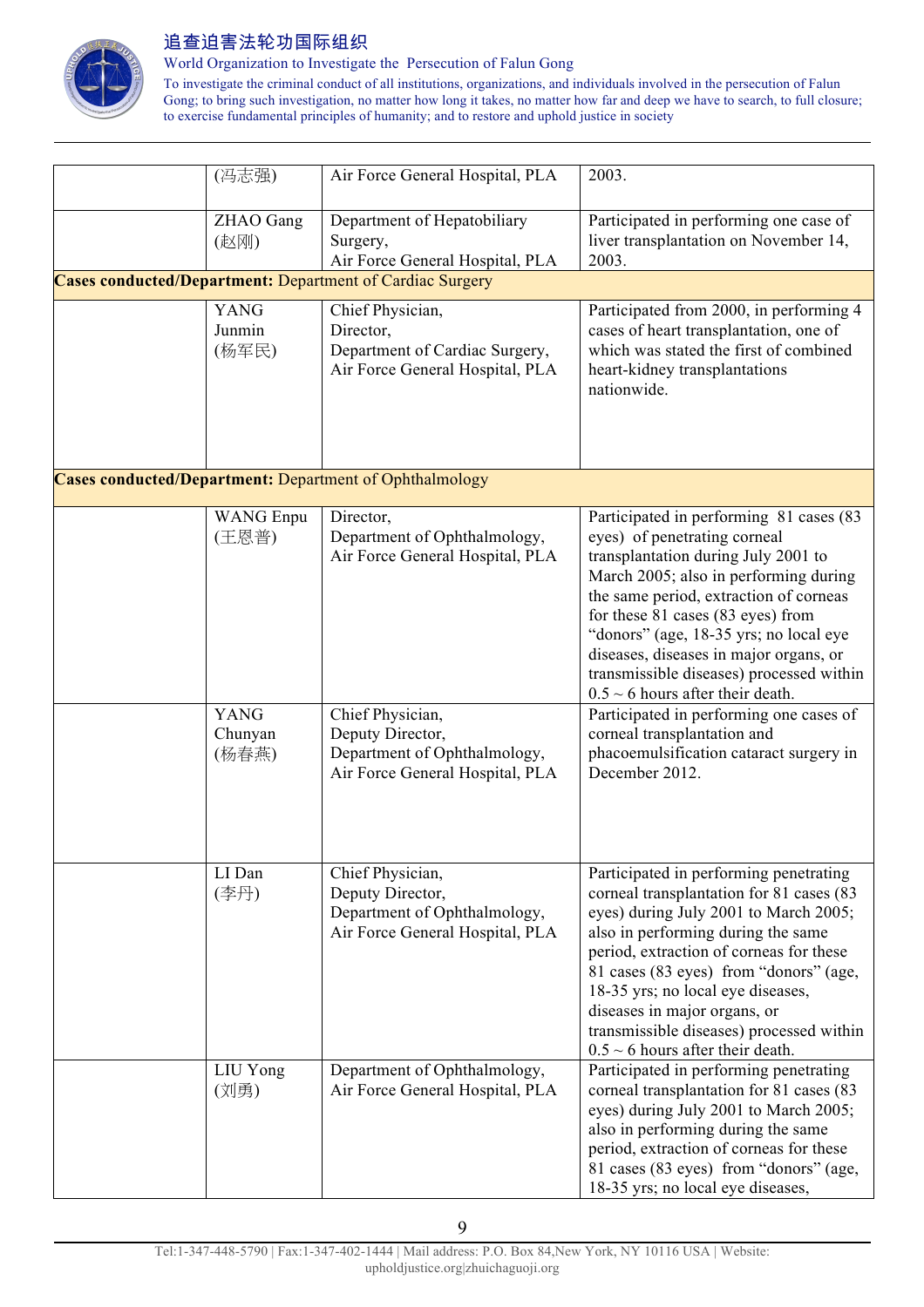| | | | |
|---|---|---|---|
| | (冯志强) | Air Force General Hospital, PLA | 2003. |
| | ZHAO Gang (赵刚) | Department of Hepatobiliary Surgery, Air Force General Hospital, PLA | Participated in performing one case of liver transplantation on November 14, 2003. |
| **Cases conducted/Department:** Department of Cardiac Surgery | | | |
| | YANG Junmin (杨军民) | Chief Physician, Director, Department of Cardiac Surgery, Air Force General Hospital, PLA | Participated from 2000, in performing 4 cases of heart transplantation, one of which was stated the first of combined heart-kidney transplantations nationwide. |
| **Cases conducted/Department:** Department of Ophthalmology | | | |
| | WANG Enpu (王恩普) | Director, Department of Ophthalmology, Air Force General Hospital, PLA | Participated in performing 81 cases (83 eyes) of penetrating corneal transplantation during July 2001 to March 2005; also in performing during the same period, extraction of corneas for these 81 cases (83 eyes) from "donors" (age, 18-35 yrs; no local eye diseases, diseases in major organs, or transmissible diseases) processed within 0.5 ~ 6 hours after their death. |
| | YANG Chunyan (杨春燕) | Chief Physician, Deputy Director, Department of Ophthalmology, Air Force General Hospital, PLA | Participated in performing one cases of corneal transplantation and phacoemulsification cataract surgery in December 2012. |
| | LI Dan (李丹) | Chief Physician, Deputy Director, Department of Ophthalmology, Air Force General Hospital, PLA | Participated in performing penetrating corneal transplantation for 81 cases (83 eyes) during July 2001 to March 2005; also in performing during the same period, extraction of corneas for these 81 cases (83 eyes) from "donors" (age, 18-35 yrs; no local eye diseases, diseases in major organs, or transmissible diseases) processed within 0.5 ~ 6 hours after their death. |
| | LIU Yong (刘勇) | Department of Ophthalmology, Air Force General Hospital, PLA | Participated in performing penetrating corneal transplantation for 81 cases (83 eyes) during July 2001 to March 2005; also in performing during the same period, extraction of corneas for these 81 cases (83 eyes) from "donors" (age, 18-35 yrs; no local eye diseases, |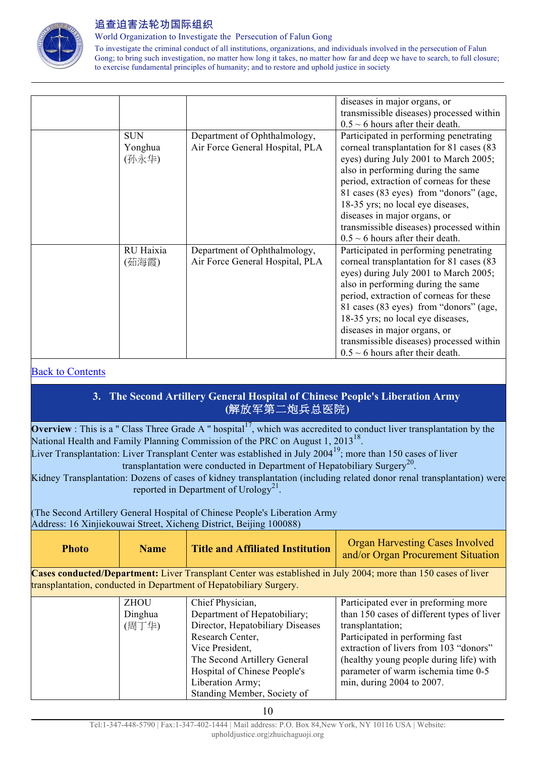| | | | diseases in major organs, or transmissible diseases) processed within 0.5 ~ 6 hours after their death. |
|---|---|---|---|
| | SUN Yonghua (孙永华) | Department of Ophthalmology, Air Force General Hospital, PLA | Participated in performing penetrating corneal transplantation for 81 cases (83 eyes) during July 2001 to March 2005; also in performing during the same period, extraction of corneas for these 81 cases (83 eyes) from "donors" (age, 18-35 yrs; no local eye diseases, diseases in major organs, or transmissible diseases) processed within 0.5 ~ 6 hours after their death. |
| | RU Haixia (茹海霞) | Department of Ophthalmology, Air Force General Hospital, PLA | Participated in performing penetrating corneal transplantation for 81 cases (83 eyes) during July 2001 to March 2005; also in performing during the same period, extraction of corneas for these 81 cases (83 eyes) from "donors" (age, 18-35 yrs; no local eye diseases, diseases in major organs, or transmissible diseases) processed within 0.5 ~ 6 hours after their death. |

Back to Contents

## 3. The Second Artillery General Hospital of Chinese People's Liberation Army (解放军第二炮兵总医院)

**Overview** : This is a " Class Three Grade A " hospital[17], which was accredited to conduct liver transplantation by the National Health and Family Planning Commission of the PRC on August 1, 2013[18].

Liver Transplantation: Liver Transplant Center was established in July 2004[19]; more than 150 cases of liver transplantation were conducted in Department of Hepatobiliary Surgery[20].

Kidney Transplantation: Dozens of cases of kidney transplantation (including related donor renal transplantation) were reported in Department of Urology[21].

(The Second Artillery General Hospital of Chinese People's Liberation Army
Address: 16 Xinjiekouwai Street, Xicheng District, Beijing 100088)

| Photo | Name | Title and Affiliated Institution | Organ Harvesting Cases Involved and/or Organ Procurement Situation |
|---|---|---|---|
| **Cases conducted/Department:** Liver Transplant Center was established in July 2004; more than 150 cases of liver transplantation, conducted in Department of Hepatobiliary Surgery. | | | |
| | ZHOU Dinghua (周丁华) | Chief Physician, Department of Hepatobiliary; Director, Hepatobiliary Diseases Research Center, Vice President, The Second Artillery General Hospital of Chinese People's Liberation Army; Standing Member, Society of | Participated ever in preforming more than 150 cases of different types of liver transplantation; Participated in performing fast extraction of livers from 103 "donors" (healthy young people during life) with parameter of warm ischemia time 0-5 min, during 2004 to 2007. |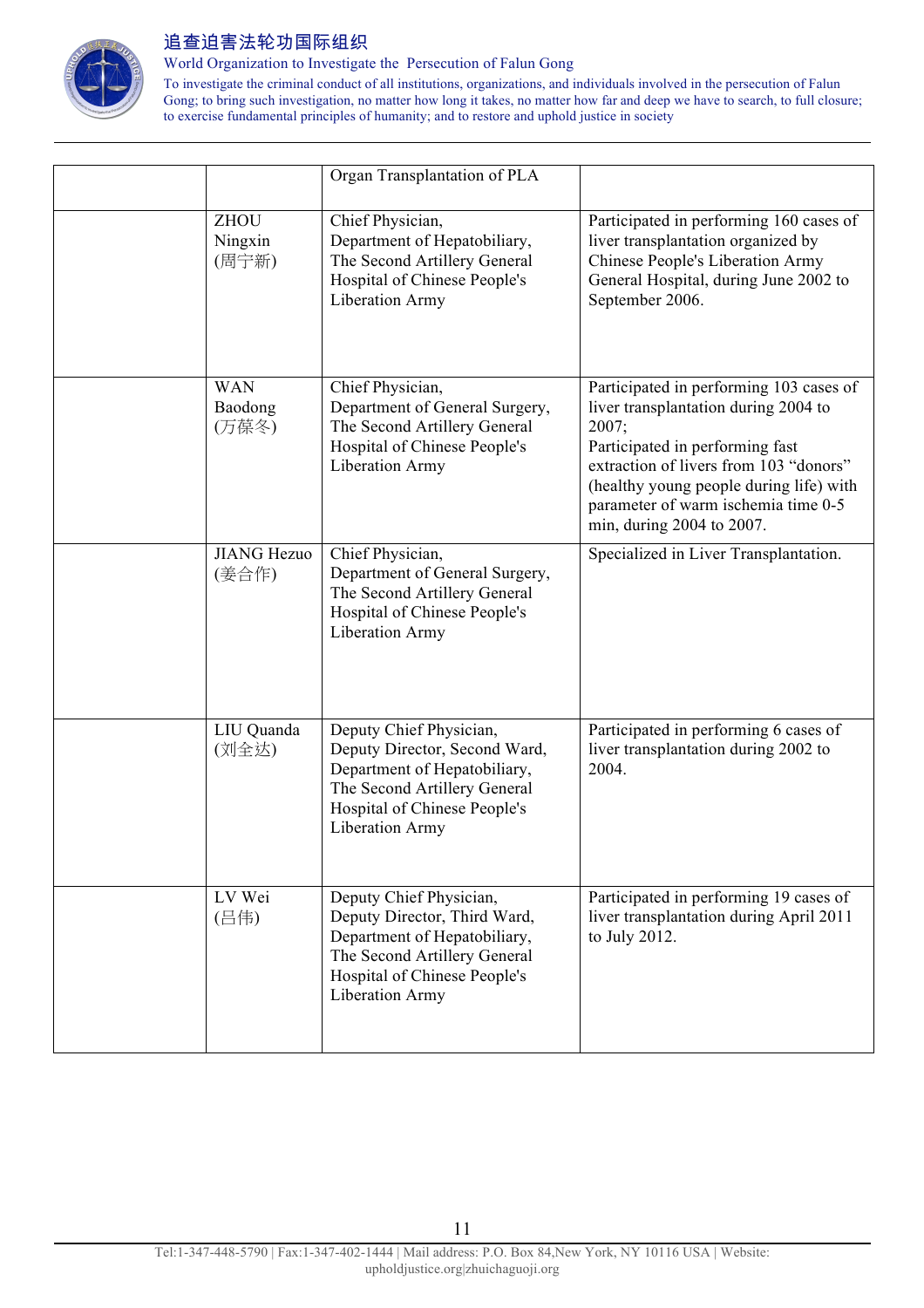| | | Organ Transplantation of PLA | |
|---|---|---|---|
| | ZHOU Ningxin (周宁新) | Chief Physician, Department of Hepatobiliary, The Second Artillery General Hospital of Chinese People's Liberation Army | Participated in performing 160 cases of liver transplantation organized by Chinese People's Liberation Army General Hospital, during June 2002 to September 2006. |
| | WAN Baodong (万葆冬) | Chief Physician, Department of General Surgery, The Second Artillery General Hospital of Chinese People's Liberation Army | Participated in performing 103 cases of liver transplantation during 2004 to 2007; Participated in performing fast extraction of livers from 103 "donors" (healthy young people during life) with parameter of warm ischemia time 0-5 min, during 2004 to 2007. |
| | JIANG Hezuo (姜合作) | Chief Physician, Department of General Surgery, The Second Artillery General Hospital of Chinese People's Liberation Army | Specialized in Liver Transplantation. |
| | LIU Quanda (刘全达) | Deputy Chief Physician, Deputy Director, Second Ward, Department of Hepatobiliary, The Second Artillery General Hospital of Chinese People's Liberation Army | Participated in performing 6 cases of liver transplantation during 2002 to 2004. |
| | LV Wei (吕伟) | Deputy Chief Physician, Deputy Director, Third Ward, Department of Hepatobiliary, The Second Artillery General Hospital of Chinese People's Liberation Army | Participated in performing 19 cases of liver transplantation during April 2011 to July 2012. |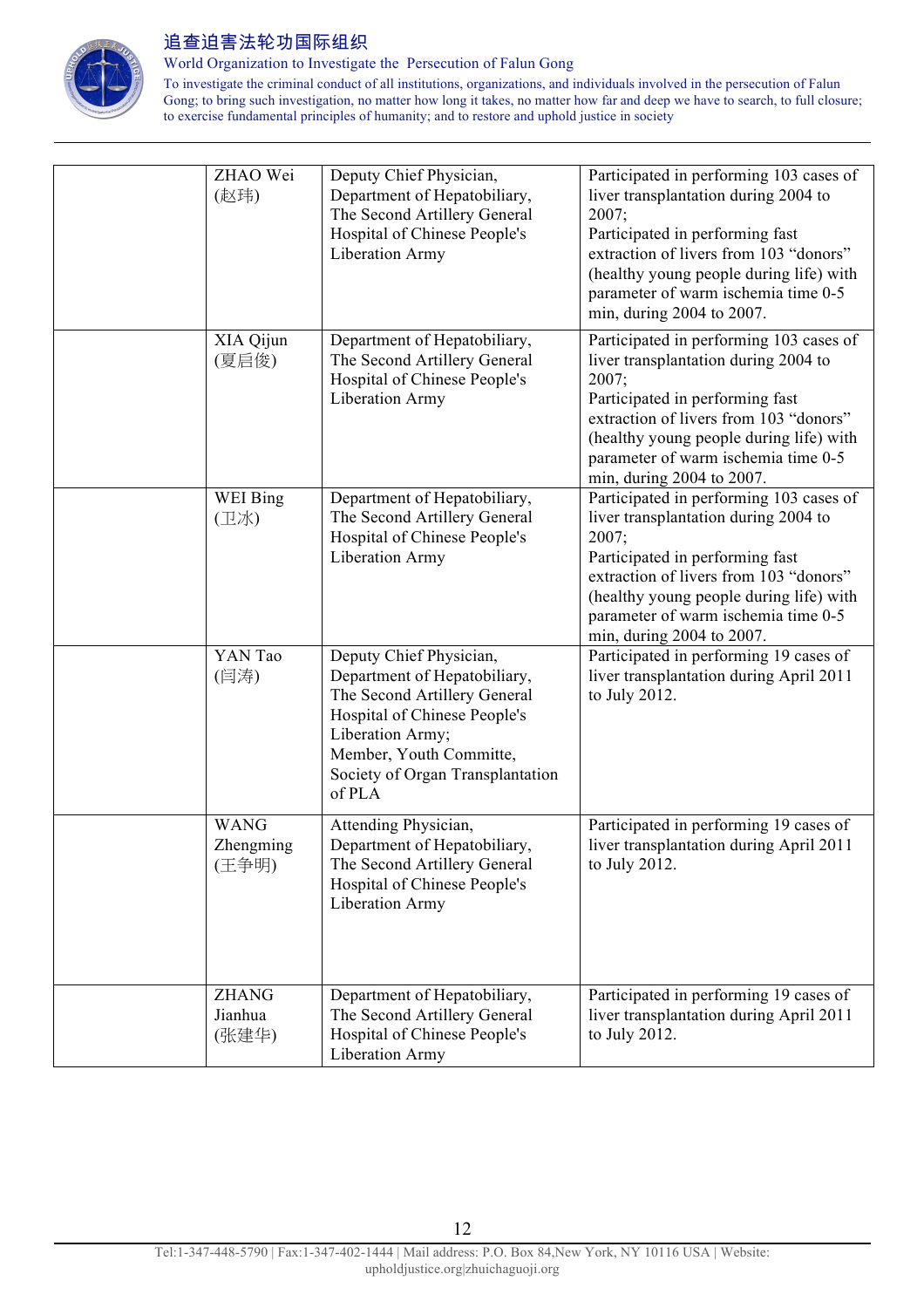| | | | |
|---|---|---|---|
| | ZHAO Wei (赵玮) | Deputy Chief Physician, Department of Hepatobiliary, The Second Artillery General Hospital of Chinese People's Liberation Army | Participated in performing 103 cases of liver transplantation during 2004 to 2007; Participated in performing fast extraction of livers from 103 "donors" (healthy young people during life) with parameter of warm ischemia time 0-5 min, during 2004 to 2007. |
| | XIA Qijun (夏启俊) | Department of Hepatobiliary, The Second Artillery General Hospital of Chinese People's Liberation Army | Participated in performing 103 cases of liver transplantation during 2004 to 2007; Participated in performing fast extraction of livers from 103 "donors" (healthy young people during life) with parameter of warm ischemia time 0-5 min, during 2004 to 2007. |
| | WEI Bing (卫冰) | Department of Hepatobiliary, The Second Artillery General Hospital of Chinese People's Liberation Army | Participated in performing 103 cases of liver transplantation during 2004 to 2007; Participated in performing fast extraction of livers from 103 "donors" (healthy young people during life) with parameter of warm ischemia time 0-5 min, during 2004 to 2007. |
| | YAN Tao (闫涛) | Deputy Chief Physician, Department of Hepatobiliary, The Second Artillery General Hospital of Chinese People's Liberation Army; Member, Youth Committe, Society of Organ Transplantation of PLA | Participated in performing 19 cases of liver transplantation during April 2011 to July 2012. |
| | WANG Zhengming (王争明) | Attending Physician, Department of Hepatobiliary, The Second Artillery General Hospital of Chinese People's Liberation Army | Participated in performing 19 cases of liver transplantation during April 2011 to July 2012. |
| | ZHANG Jianhua (张建华) | Department of Hepatobiliary, The Second Artillery General Hospital of Chinese People's Liberation Army | Participated in performing 19 cases of liver transplantation during April 2011 to July 2012. |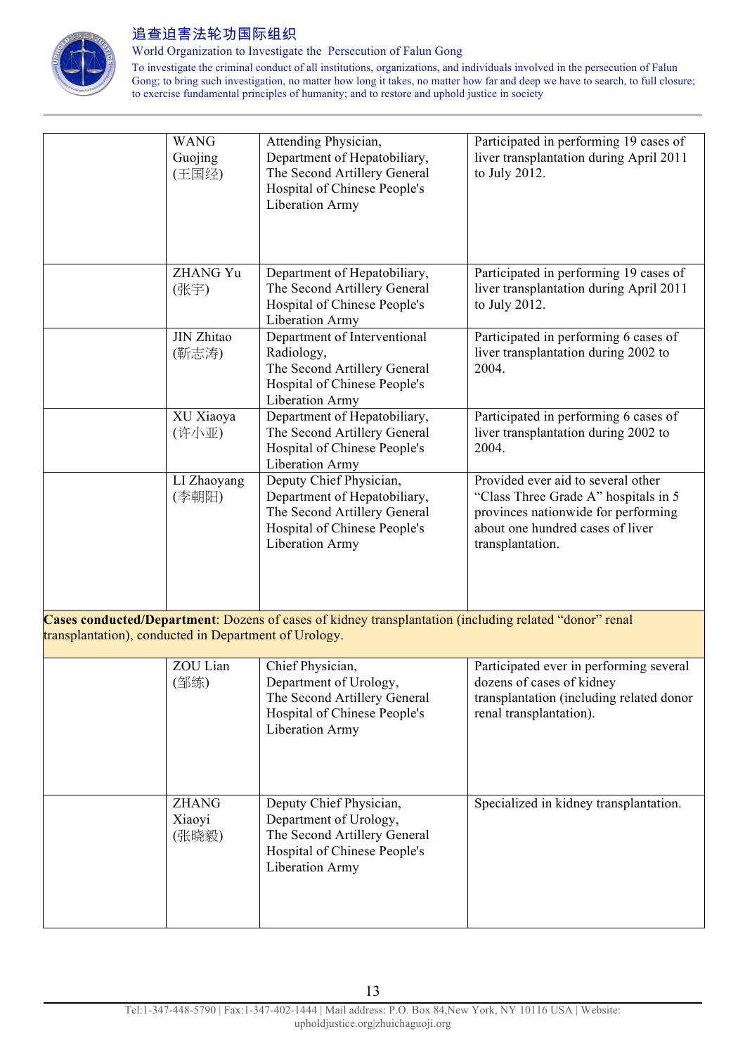| | | | |
|---|---|---|---|
| | WANG Guojing (王国经) | Attending Physician, Department of Hepatobiliary, The Second Artillery General Hospital of Chinese People's Liberation Army | Participated in performing 19 cases of liver transplantation during April 2011 to July 2012. |
| | ZHANG Yu (张宇) | Department of Hepatobiliary, The Second Artillery General Hospital of Chinese People's Liberation Army | Participated in performing 19 cases of liver transplantation during April 2011 to July 2012. |
| | JIN Zhitao (靳志涛) | Department of Interventional Radiology, The Second Artillery General Hospital of Chinese People's Liberation Army | Participated in performing 6 cases of liver transplantation during 2002 to 2004. |
| | XU Xiaoya (许小亚) | Department of Hepatobiliary, The Second Artillery General Hospital of Chinese People's Liberation Army | Participated in performing 6 cases of liver transplantation during 2002 to 2004. |
| | LI Zhaoyang (李朝阳) | Deputy Chief Physician, Department of Hepatobiliary, The Second Artillery General Hospital of Chinese People's Liberation Army | Provided ever aid to several other "Class Three Grade A" hospitals in 5 provinces nationwide for performing about one hundred cases of liver transplantation. |
| **Cases conducted/Department**: Dozens of cases of kidney transplantation (including related "donor" renal transplantation), conducted in Department of Urology. | | | |
| | ZOU Lian (邹练) | Chief Physician, Department of Urology, The Second Artillery General Hospital of Chinese People's Liberation Army | Participated ever in performing several dozens of cases of kidney transplantation (including related donor renal transplantation). |
| | ZHANG Xiaoyi (张晓毅) | Deputy Chief Physician, Department of Urology, The Second Artillery General Hospital of Chinese People's Liberation Army | Specialized in kidney transplantation. |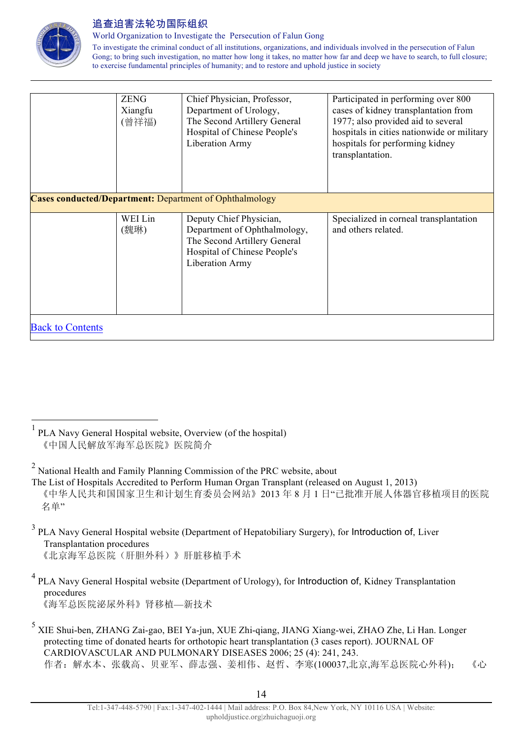| | ZENG Xiangfu (曾祥福) | Chief Physician, Professor, Department of Urology, The Second Artillery General Hospital of Chinese People's Liberation Army | Participated in performing over 800 cases of kidney transplantation from 1977; also provided aid to several hospitals in cities nationwide or military hospitals for performing kidney transplantation. |
|---|---|---|---|
| **Cases conducted/Department:** Department of Ophthalmology | | | |
| | WEI Lin (魏琳) | Deputy Chief Physician, Department of Ophthalmology, The Second Artillery General Hospital of Chinese People's Liberation Army | Specialized in corneal transplantation and others related. |
| Back to Contents | | | |

---

[1] PLA Navy General Hospital website, Overview (of the hospital)
《中国人民解放军海军总医院》医院简介

[2] National Health and Family Planning Commission of the PRC website, about
The List of Hospitals Accredited to Perform Human Organ Transplant (released on August 1, 2013)
《中华人民共和国国家卫生和计划生育委员会网站》2013 年 8 月 1 日"已批准开展人体器官移植项目的医院名单"

[3] PLA Navy General Hospital website (Department of Hepatobiliary Surgery), for Introduction of, Liver Transplantation procedures
《北京海军总医院（肝胆外科）》肝脏移植手术

[4] PLA Navy General Hospital website (Department of Urology), for Introduction of, Kidney Transplantation procedures
《海军总医院泌尿外科》肾移植—新技术

[5] XIE Shui-ben, ZHANG Zai-gao, BEI Ya-jun, XUE Zhi-qiang, JIANG Xiang-wei, ZHAO Zhe, Li Han. Longer protecting time of donated hearts for orthotopic heart transplantation (3 cases report). JOURNAL OF CARDIOVASCULAR AND PULMONARY DISEASES 2006; 25 (4): 241, 243.
作者：解水本、张载高、贝亚军、薛志强、姜相伟、赵哲、李寒(100037,北京,海军总医院心外科)； 《心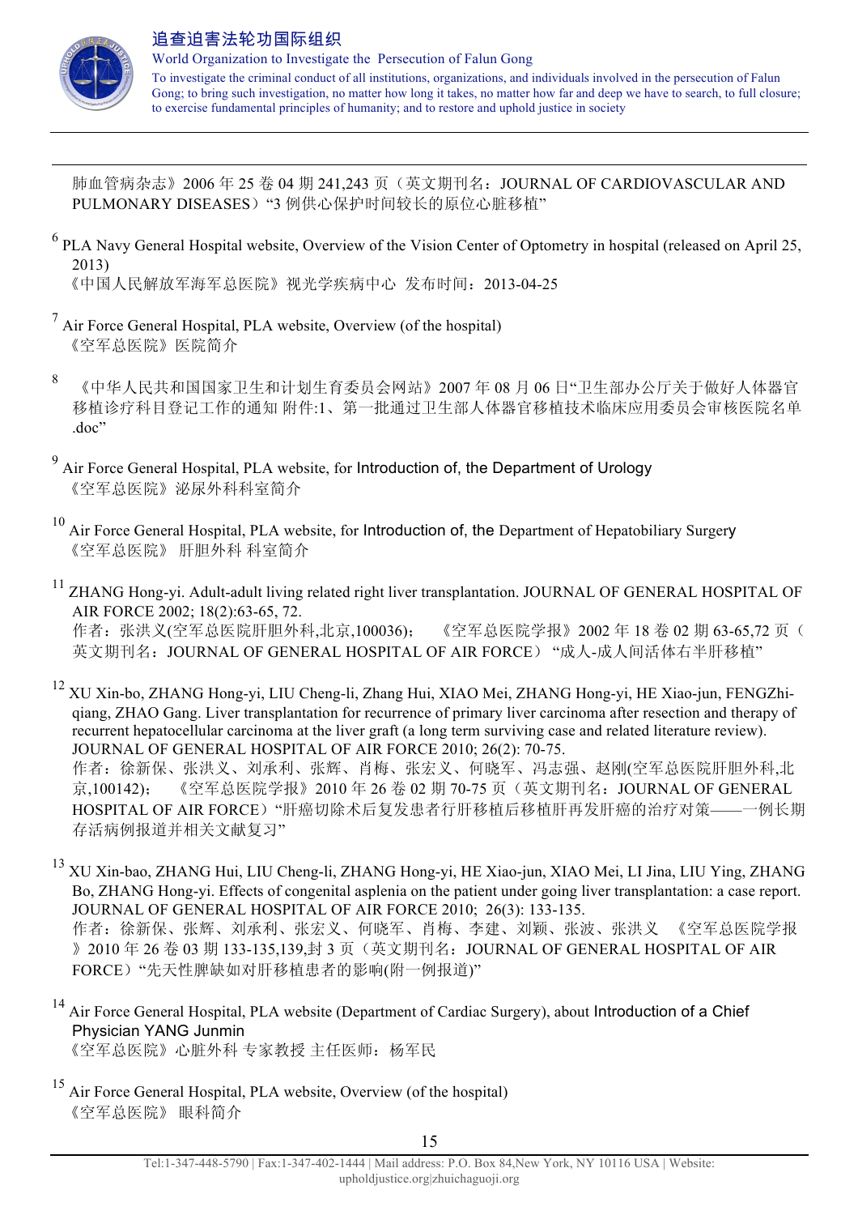肺血管病杂志》2006 年 25 卷 04 期 241,243 页（英文期刊名：JOURNAL OF CARDIOVASCULAR AND PULMONARY DISEASES）"3 例供心保护时间较长的原位心脏移植"

[6] PLA Navy General Hospital website, Overview of the Vision Center of Optometry in hospital (released on April 25, 2013)
《中国人民解放军海军总医院》视光学疾病中心 发布时间：2013-04-25

[7] Air Force General Hospital, PLA website, Overview (of the hospital)
《空军总医院》医院简介

[8] 《中华人民共和国国家卫生和计划生育委员会网站》2007 年 08 月 06 日"卫生部办公厅关于做好人体器官移植诊疗科目登记工作的通知 附件:1、第一批通过卫生部人体器官移植技术临床应用委员会审核医院名单.doc"

[9] Air Force General Hospital, PLA website, for Introduction of, the Department of Urology
《空军总医院》泌尿外科科室简介

[10] Air Force General Hospital, PLA website, for Introduction of, the Department of Hepatobiliary Surgery
《空军总医院》 肝胆外科 科室简介

[11] ZHANG Hong-yi. Adult-adult living related right liver transplantation. JOURNAL OF GENERAL HOSPITAL OF AIR FORCE 2002; 18(2):63-65, 72.
作者：张洪义(空军总医院肝胆外科,北京,100036)； 《空军总医院学报》2002 年 18 卷 02 期 63-65,72 页（英文期刊名：JOURNAL OF GENERAL HOSPITAL OF AIR FORCE） "成人-成人间活体右半肝移植"

[12] XU Xin-bo, ZHANG Hong-yi, LIU Cheng-li, Zhang Hui, XIAO Mei, ZHANG Hong-yi, HE Xiao-jun, FENGZhi-qiang, ZHAO Gang. Liver transplantation for recurrence of primary liver carcinoma after resection and therapy of recurrent hepatocellular carcinoma at the liver graft (a long term surviving case and related literature review). JOURNAL OF GENERAL HOSPITAL OF AIR FORCE 2010; 26(2): 70-75.
作者：徐新保、张洪义、刘承利、张辉、肖梅、张宏义、何晓军、冯志强、赵刚(空军总医院肝胆外科,北京,100142)； 《空军总医院学报》2010 年 26 卷 02 期 70-75 页（英文期刊名：JOURNAL OF GENERAL HOSPITAL OF AIR FORCE）"肝癌切除术后复发患者行肝移植后移植肝再发肝癌的治疗对策——一例长期存活病例报道并相关文献复习"

[13] XU Xin-bao, ZHANG Hui, LIU Cheng-li, ZHANG Hong-yi, HE Xiao-jun, XIAO Mei, LI Jina, LIU Ying, ZHANG Bo, ZHANG Hong-yi. Effects of congenital asplenia on the patient under going liver transplantation: a case report. JOURNAL OF GENERAL HOSPITAL OF AIR FORCE 2010; 26(3): 133-135.
作者：徐新保、张辉、刘承利、张宏义、何晓军、肖梅、李建、刘颖、张波、张洪义 《空军总医院学报》2010 年 26 卷 03 期 133-135,139,封 3 页（英文期刊名：JOURNAL OF GENERAL HOSPITAL OF AIR FORCE）"先天性脾缺如对肝移植患者的影响(附一例报道)"

[14] Air Force General Hospital, PLA website (Department of Cardiac Surgery), about Introduction of a Chief Physician YANG Junmin
《空军总医院》心脏外科 专家教授 主任医师：杨军民

[15] Air Force General Hospital, PLA website, Overview (of the hospital)
《空军总医院》 眼科简介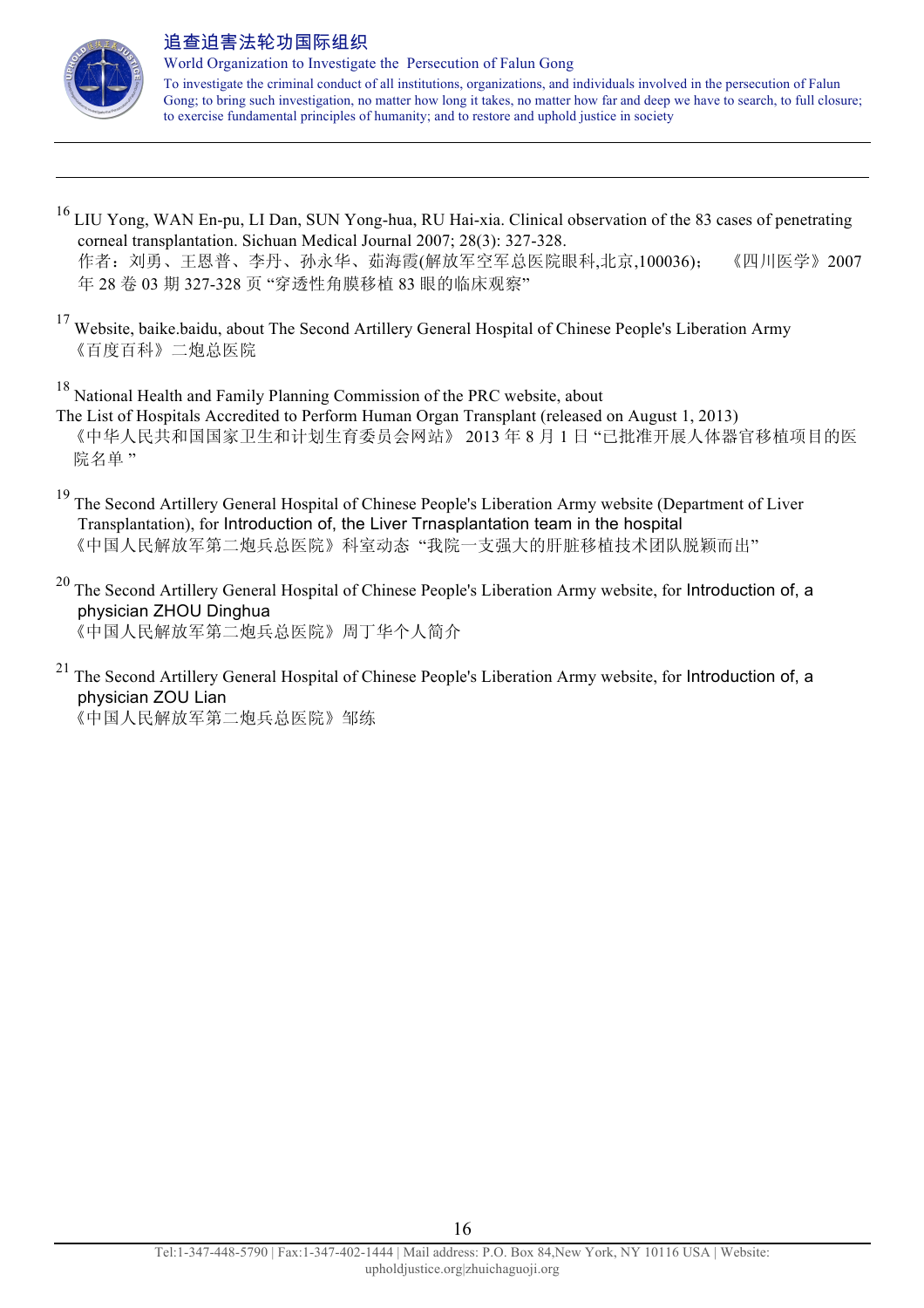[16] LIU Yong, WAN En-pu, LI Dan, SUN Yong-hua, RU Hai-xia. Clinical observation of the 83 cases of penetrating corneal transplantation. Sichuan Medical Journal 2007; 28(3): 327-328.
作者：刘勇、王恩普、李丹、孙永华、茹海霞(解放军空军总医院眼科,北京,100036)；　《四川医学》2007 年 28 卷 03 期 327-328 页 "穿透性角膜移植 83 眼的临床观察"

[17] Website, baike.baidu, about The Second Artillery General Hospital of Chinese People's Liberation Army
《百度百科》二炮总医院

[18] National Health and Family Planning Commission of the PRC website, about The List of Hospitals Accredited to Perform Human Organ Transplant (released on August 1, 2013)
《中华人民共和国国家卫生和计划生育委员会网站》 2013 年 8 月 1 日 "已批准开展人体器官移植项目的医院名单 "

[19] The Second Artillery General Hospital of Chinese People's Liberation Army website (Department of Liver Transplantation), for Introduction of, the Liver Trnasplantation team in the hospital
《中国人民解放军第二炮兵总医院》科室动态 "我院一支强大的肝脏移植技术团队脱颖而出"

[20] The Second Artillery General Hospital of Chinese People's Liberation Army website, for Introduction of, a physician ZHOU Dinghua
《中国人民解放军第二炮兵总医院》周丁华个人简介

[21] The Second Artillery General Hospital of Chinese People's Liberation Army website, for Introduction of, a physician ZOU Lian
《中国人民解放军第二炮兵总医院》邹练